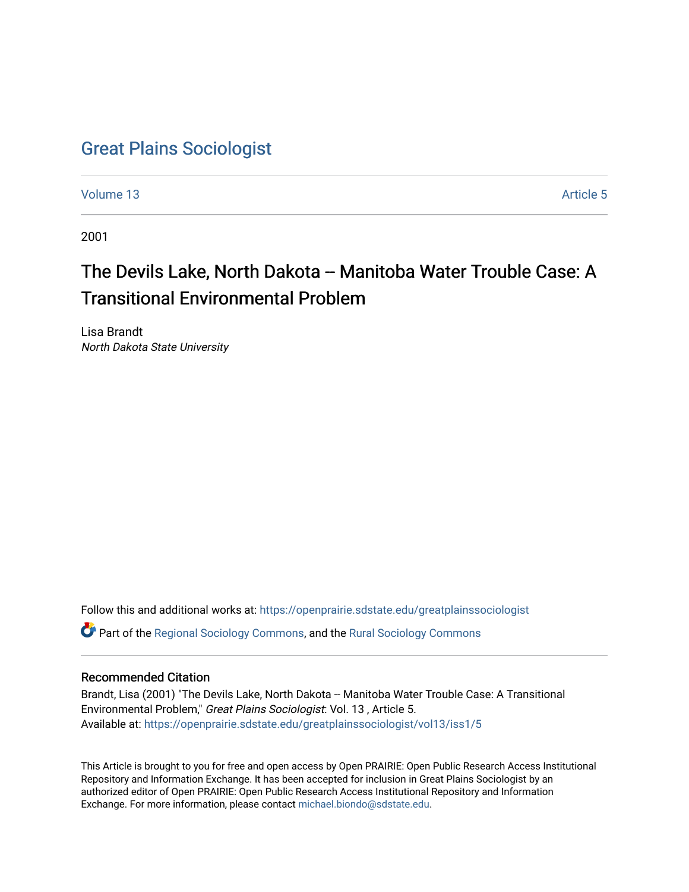# Great Plains Sociologist

Volume 13 | Article 5

2001

## The Devils Lake, North Dakota -- Manitoba Water Trouble Case: A Transitional Environmental Problem

Lisa Brandt
*North Dakota State University*

Follow this and additional works at: https://openprairie.sdstate.edu/greatplainssociologist

Part of the Regional Sociology Commons, and the Rural Sociology Commons

### Recommended Citation

Brandt, Lisa (2001) "The Devils Lake, North Dakota -- Manitoba Water Trouble Case: A Transitional Environmental Problem," *Great Plains Sociologist*: Vol. 13 , Article 5.
Available at: https://openprairie.sdstate.edu/greatplainssociologist/vol13/iss1/5

This Article is brought to you for free and open access by Open PRAIRIE: Open Public Research Access Institutional Repository and Information Exchange. It has been accepted for inclusion in Great Plains Sociologist by an authorized editor of Open PRAIRIE: Open Public Research Access Institutional Repository and Information Exchange. For more information, please contact michael.biondo@sdstate.edu.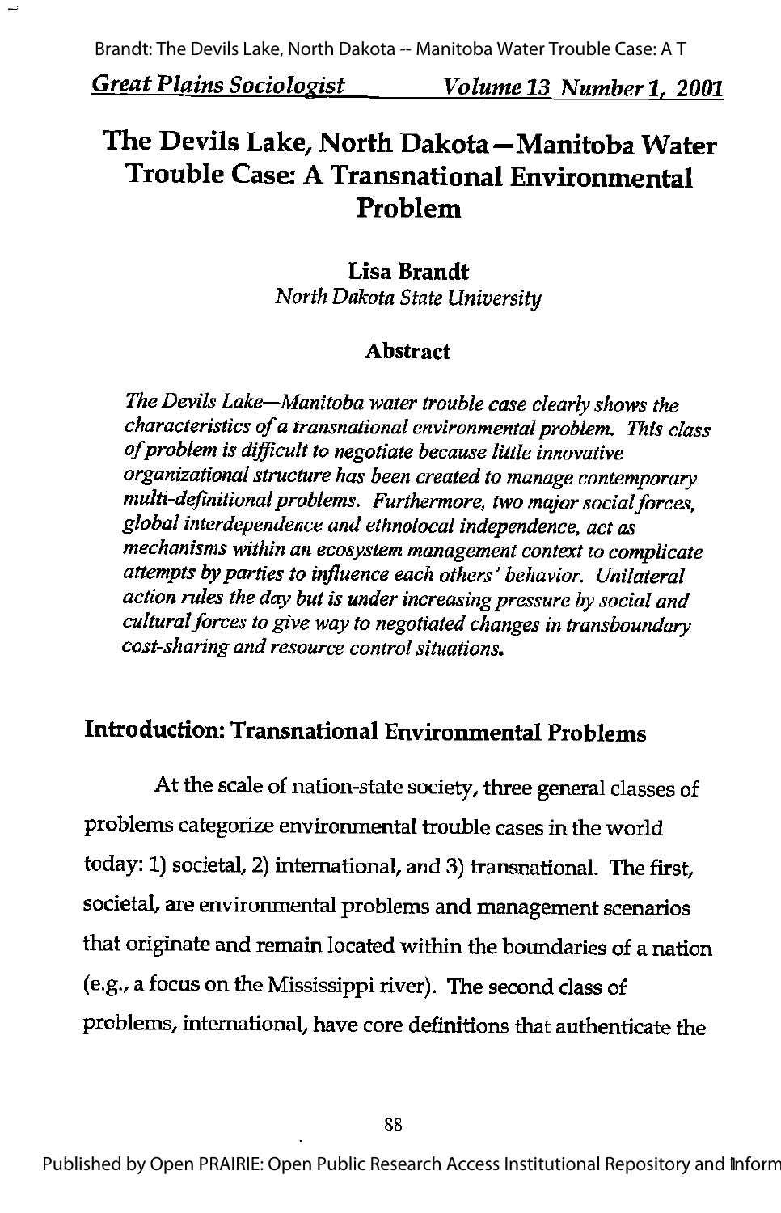# The Devils Lake, North Dakota—Manitoba Water Trouble Case: A Transnational Environmental Problem

**Lisa Brandt**
*North Dakota State University*

## Abstract

*The Devils Lake—Manitoba water trouble case clearly shows the characteristics of a transnational environmental problem. This class of problem is difficult to negotiate because little innovative organizational structure has been created to manage contemporary multi-definitional problems. Furthermore, two major social forces, global interdependence and ethnolocal independence, act as mechanisms within an ecosystem management context to complicate attempts by parties to influence each others' behavior. Unilateral action rules the day but is under increasing pressure by social and cultural forces to give way to negotiated changes in transboundary cost-sharing and resource control situations.*

## Introduction: Transnational Environmental Problems

At the scale of nation-state society, three general classes of problems categorize environmental trouble cases in the world today: 1) societal, 2) international, and 3) transnational. The first, societal, are environmental problems and management scenarios that originate and remain located within the boundaries of a nation (e.g., a focus on the Mississippi river). The second class of problems, international, have core definitions that authenticate the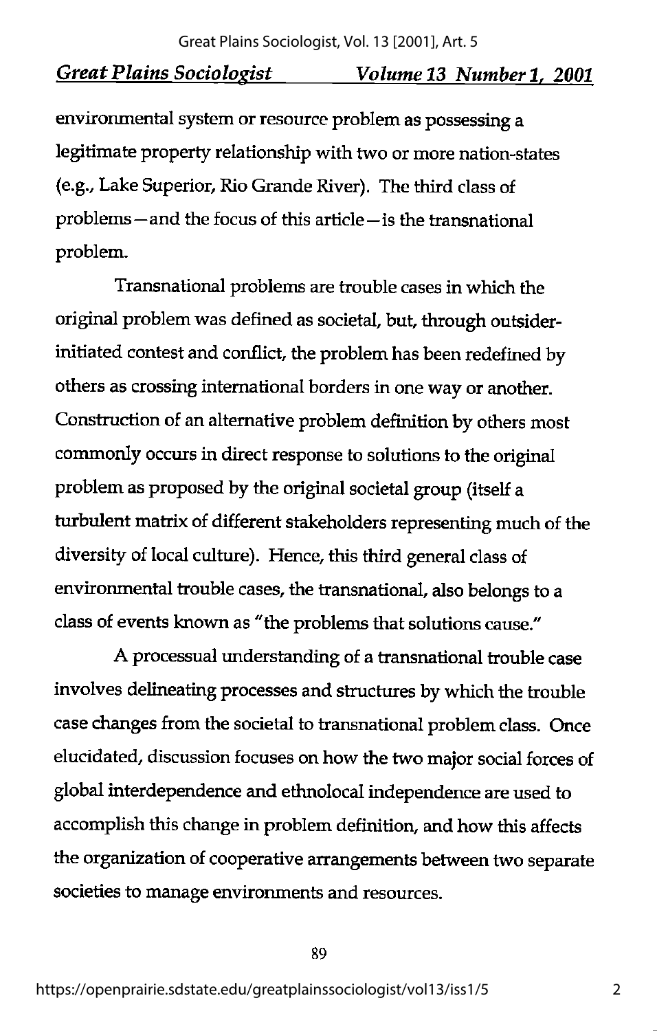environmental system or resource problem as possessing a legitimate property relationship with two or more nation-states (e.g., Lake Superior, Rio Grande River). The third class of problems—and the focus of this article—is the transnational problem.

Transnational problems are trouble cases in which the original problem was defined as societal, but, through outsider-initiated contest and conflict, the problem has been redefined by others as crossing international borders in one way or another. Construction of an alternative problem definition by others most commonly occurs in direct response to solutions to the original problem as proposed by the original societal group (itself a turbulent matrix of different stakeholders representing much of the diversity of local culture). Hence, this third general class of environmental trouble cases, the transnational, also belongs to a class of events known as "the problems that solutions cause."

A processual understanding of a transnational trouble case involves delineating processes and structures by which the trouble case changes from the societal to transnational problem class. Once elucidated, discussion focuses on how the two major social forces of global interdependence and ethnolocal independence are used to accomplish this change in problem definition, and how this affects the organization of cooperative arrangements between two separate societies to manage environments and resources.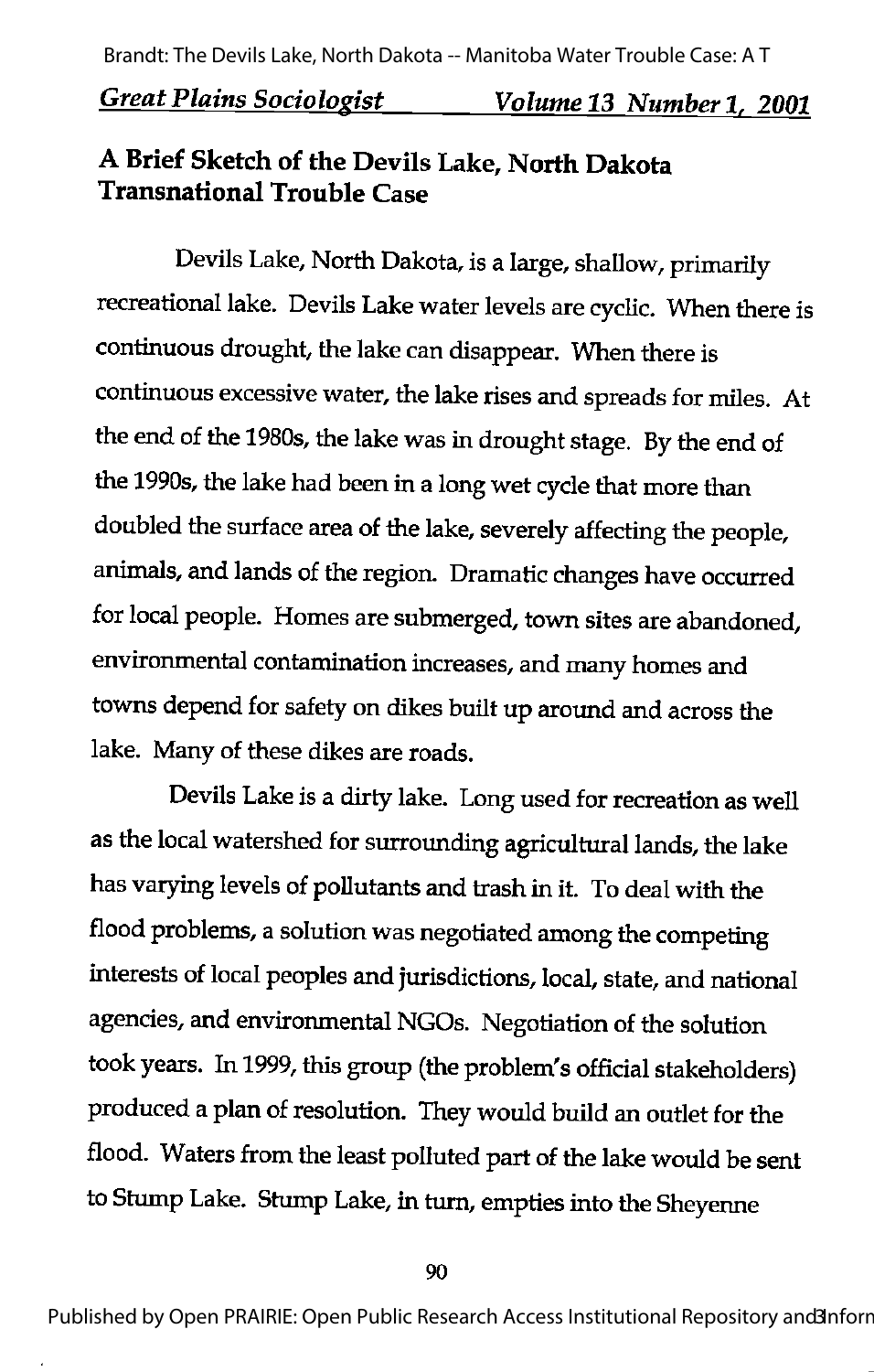## A Brief Sketch of the Devils Lake, North Dakota Transnational Trouble Case

Devils Lake, North Dakota, is a large, shallow, primarily recreational lake. Devils Lake water levels are cyclic. When there is continuous drought, the lake can disappear. When there is continuous excessive water, the lake rises and spreads for miles. At the end of the 1980s, the lake was in drought stage. By the end of the 1990s, the lake had been in a long wet cycle that more than doubled the surface area of the lake, severely affecting the people, animals, and lands of the region. Dramatic changes have occurred for local people. Homes are submerged, town sites are abandoned, environmental contamination increases, and many homes and towns depend for safety on dikes built up around and across the lake. Many of these dikes are roads.

Devils Lake is a dirty lake. Long used for recreation as well as the local watershed for surrounding agricultural lands, the lake has varying levels of pollutants and trash in it. To deal with the flood problems, a solution was negotiated among the competing interests of local peoples and jurisdictions, local, state, and national agencies, and environmental NGOs. Negotiation of the solution took years. In 1999, this group (the problem's official stakeholders) produced a plan of resolution. They would build an outlet for the flood. Waters from the least polluted part of the lake would be sent to Stump Lake. Stump Lake, in turn, empties into the Sheyenne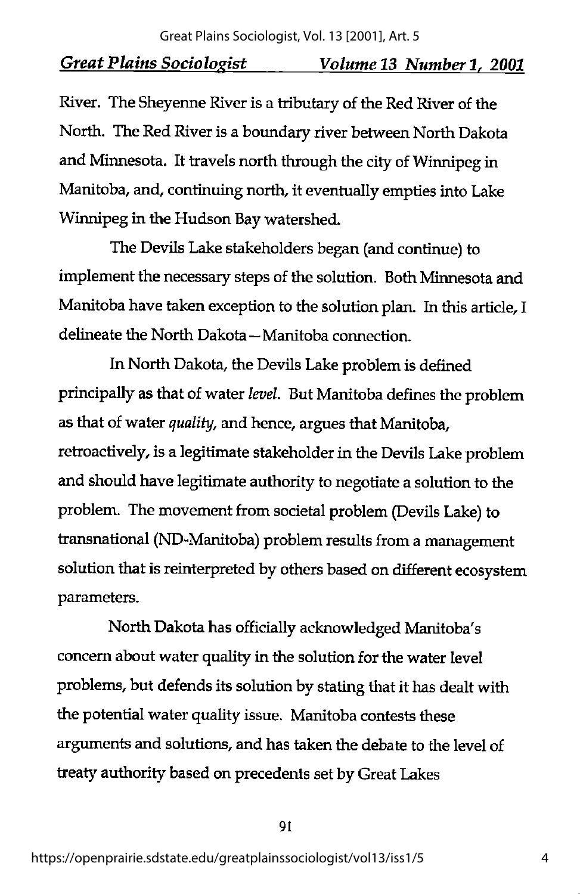River. The Sheyenne River is a tributary of the Red River of the North. The Red River is a boundary river between North Dakota and Minnesota. It travels north through the city of Winnipeg in Manitoba, and, continuing north, it eventually empties into Lake Winnipeg in the Hudson Bay watershed.

The Devils Lake stakeholders began (and continue) to implement the necessary steps of the solution. Both Minnesota and Manitoba have taken exception to the solution plan. In this article, I delineate the North Dakota—Manitoba connection.

In North Dakota, the Devils Lake problem is defined principally as that of water *level*. But Manitoba defines the problem as that of water *quality*, and hence, argues that Manitoba, retroactively, is a legitimate stakeholder in the Devils Lake problem and should have legitimate authority to negotiate a solution to the problem. The movement from societal problem (Devils Lake) to transnational (ND-Manitoba) problem results from a management solution that is reinterpreted by others based on different ecosystem parameters.

North Dakota has officially acknowledged Manitoba's concern about water quality in the solution for the water level problems, but defends its solution by stating that it has dealt with the potential water quality issue. Manitoba contests these arguments and solutions, and has taken the debate to the level of treaty authority based on precedents set by Great Lakes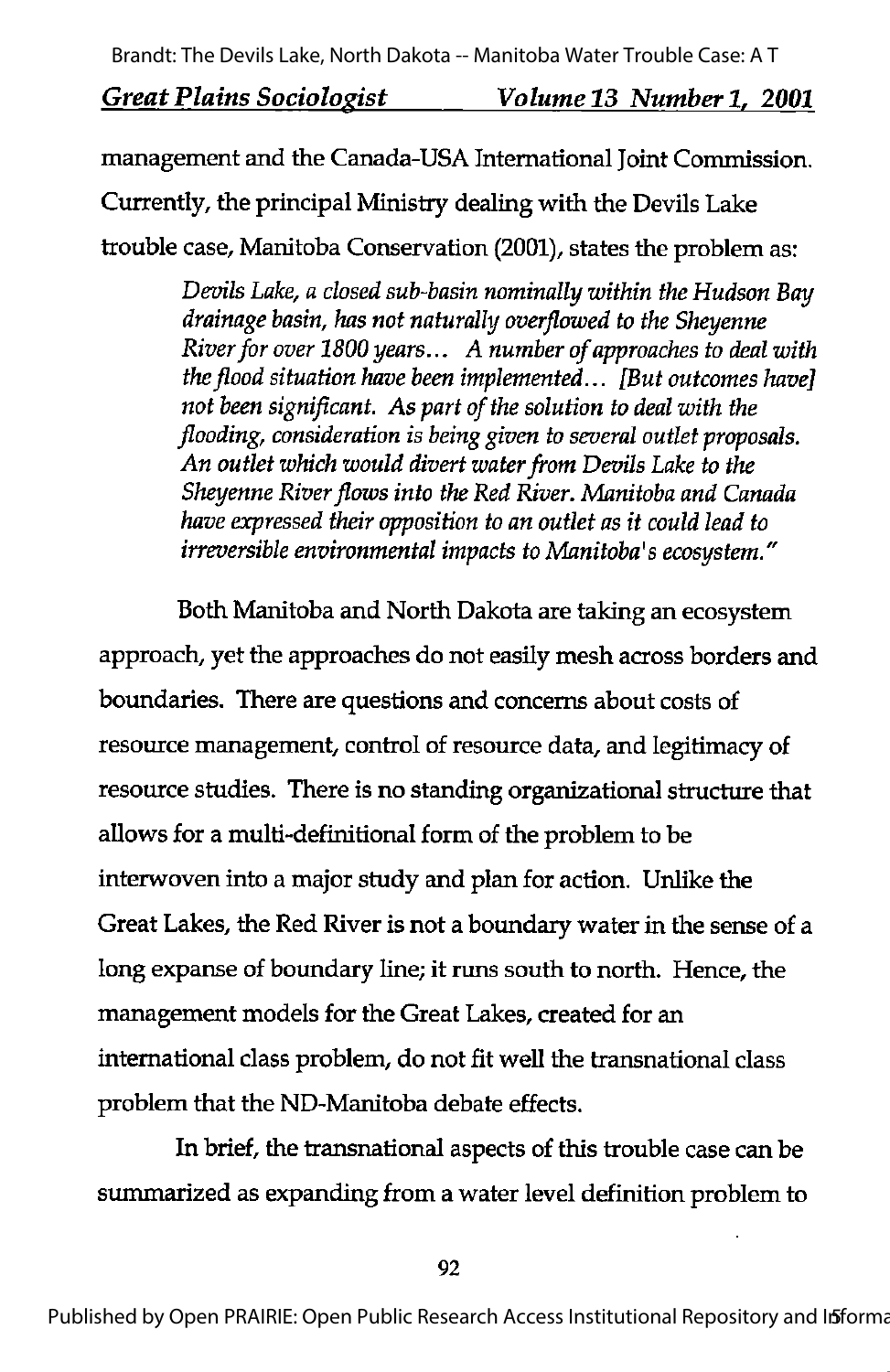management and the Canada-USA International Joint Commission. Currently, the principal Ministry dealing with the Devils Lake trouble case, Manitoba Conservation (2001), states the problem as:

> *Devils Lake, a closed sub-basin nominally within the Hudson Bay drainage basin, has not naturally overflowed to the Sheyenne River for over 1800 years... A number of approaches to deal with the flood situation have been implemented... [But outcomes have] not been significant. As part of the solution to deal with the flooding, consideration is being given to several outlet proposals. An outlet which would divert water from Devils Lake to the Sheyenne River flows into the Red River. Manitoba and Canada have expressed their opposition to an outlet as it could lead to irreversible environmental impacts to Manitoba's ecosystem."*

Both Manitoba and North Dakota are taking an ecosystem approach, yet the approaches do not easily mesh across borders and boundaries. There are questions and concerns about costs of resource management, control of resource data, and legitimacy of resource studies. There is no standing organizational structure that allows for a multi-definitional form of the problem to be interwoven into a major study and plan for action. Unlike the Great Lakes, the Red River is not a boundary water in the sense of a long expanse of boundary line; it runs south to north. Hence, the management models for the Great Lakes, created for an international class problem, do not fit well the transnational class problem that the ND-Manitoba debate effects.

In brief, the transnational aspects of this trouble case can be summarized as expanding from a water level definition problem to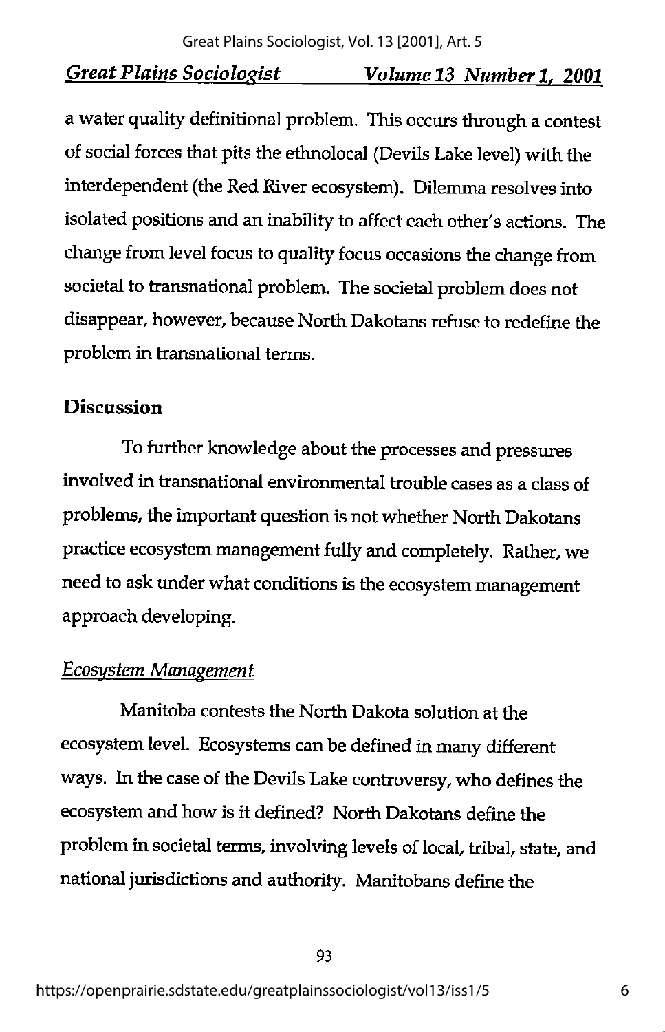a water quality definitional problem. This occurs through a contest of social forces that pits the ethnolocal (Devils Lake level) with the interdependent (the Red River ecosystem). Dilemma resolves into isolated positions and an inability to affect each other's actions. The change from level focus to quality focus occasions the change from societal to transnational problem. The societal problem does not disappear, however, because North Dakotans refuse to redefine the problem in transnational terms.

## Discussion

To further knowledge about the processes and pressures involved in transnational environmental trouble cases as a class of problems, the important question is not whether North Dakotans practice ecosystem management fully and completely. Rather, we need to ask under what conditions is the ecosystem management approach developing.

### *Ecosystem Management*

Manitoba contests the North Dakota solution at the ecosystem level. Ecosystems can be defined in many different ways. In the case of the Devils Lake controversy, who defines the ecosystem and how is it defined? North Dakotans define the problem in societal terms, involving levels of local, tribal, state, and national jurisdictions and authority. Manitobans define the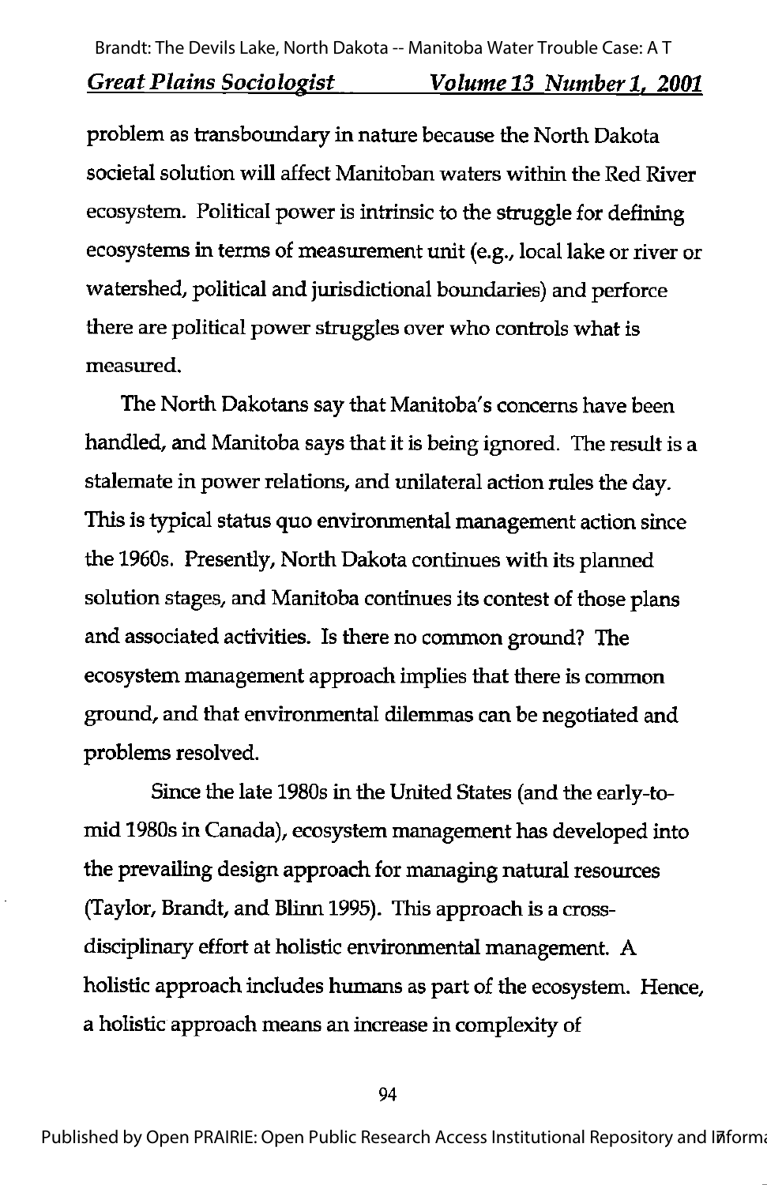problem as transboundary in nature because the North Dakota societal solution will affect Manitoban waters within the Red River ecosystem. Political power is intrinsic to the struggle for defining ecosystems in terms of measurement unit (e.g., local lake or river or watershed, political and jurisdictional boundaries) and perforce there are political power struggles over who controls what is measured.

The North Dakotans say that Manitoba's concerns have been handled, and Manitoba says that it is being ignored. The result is a stalemate in power relations, and unilateral action rules the day. This is typical status quo environmental management action since the 1960s. Presently, North Dakota continues with its planned solution stages, and Manitoba continues its contest of those plans and associated activities. Is there no common ground? The ecosystem management approach implies that there is common ground, and that environmental dilemmas can be negotiated and problems resolved.

Since the late 1980s in the United States (and the early-to-mid 1980s in Canada), ecosystem management has developed into the prevailing design approach for managing natural resources (Taylor, Brandt, and Blinn 1995). This approach is a cross-disciplinary effort at holistic environmental management. A holistic approach includes humans as part of the ecosystem. Hence, a holistic approach means an increase in complexity of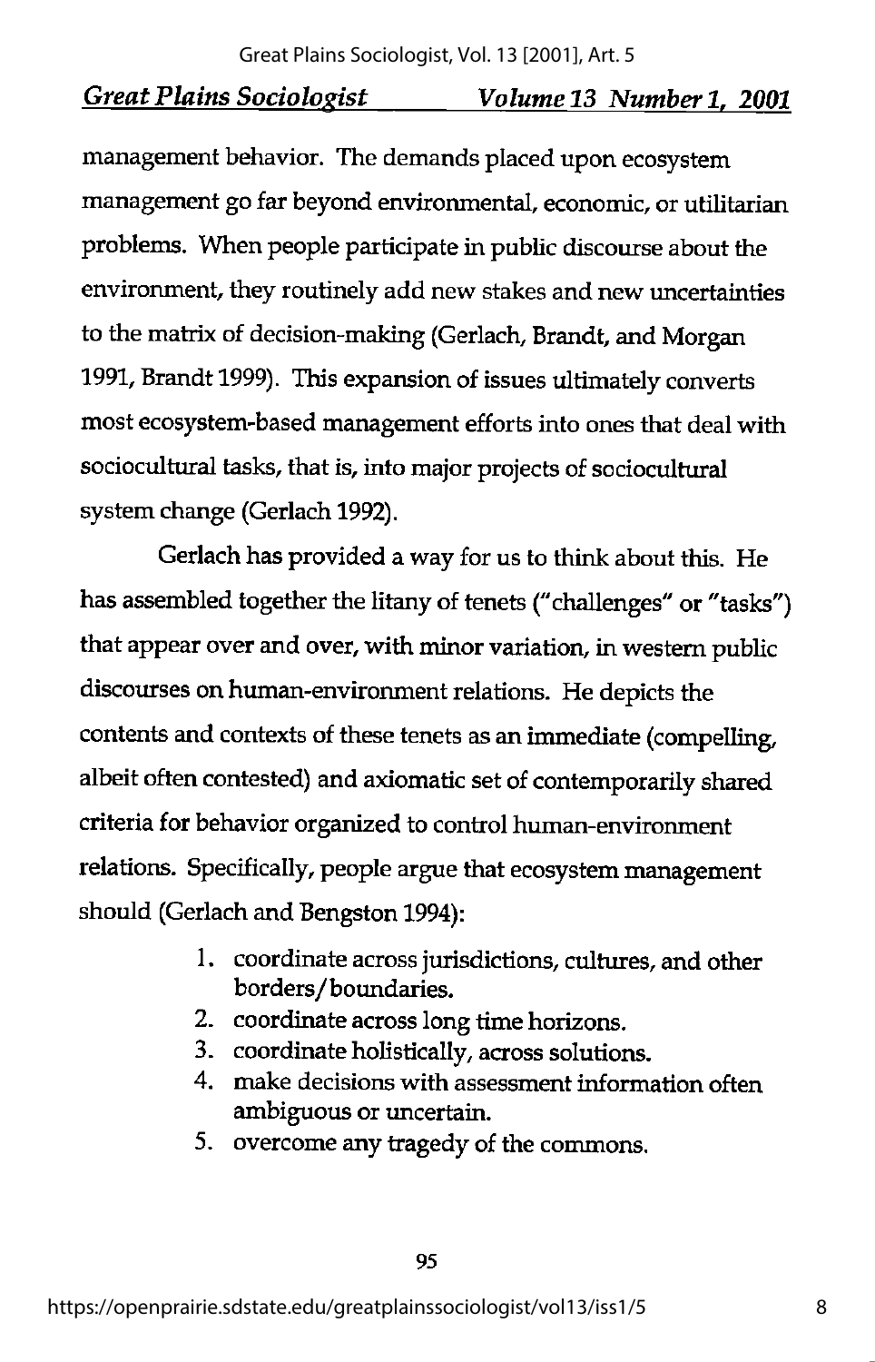management behavior. The demands placed upon ecosystem management go far beyond environmental, economic, or utilitarian problems. When people participate in public discourse about the environment, they routinely add new stakes and new uncertainties to the matrix of decision-making (Gerlach, Brandt, and Morgan 1991, Brandt 1999). This expansion of issues ultimately converts most ecosystem-based management efforts into ones that deal with sociocultural tasks, that is, into major projects of sociocultural system change (Gerlach 1992).

Gerlach has provided a way for us to think about this. He has assembled together the litany of tenets ("challenges" or "tasks") that appear over and over, with minor variation, in western public discourses on human-environment relations. He depicts the contents and contexts of these tenets as an immediate (compelling, albeit often contested) and axiomatic set of contemporarily shared criteria for behavior organized to control human-environment relations. Specifically, people argue that ecosystem management should (Gerlach and Bengston 1994):

1. coordinate across jurisdictions, cultures, and other borders/boundaries.
2. coordinate across long time horizons.
3. coordinate holistically, across solutions.
4. make decisions with assessment information often ambiguous or uncertain.
5. overcome any tragedy of the commons.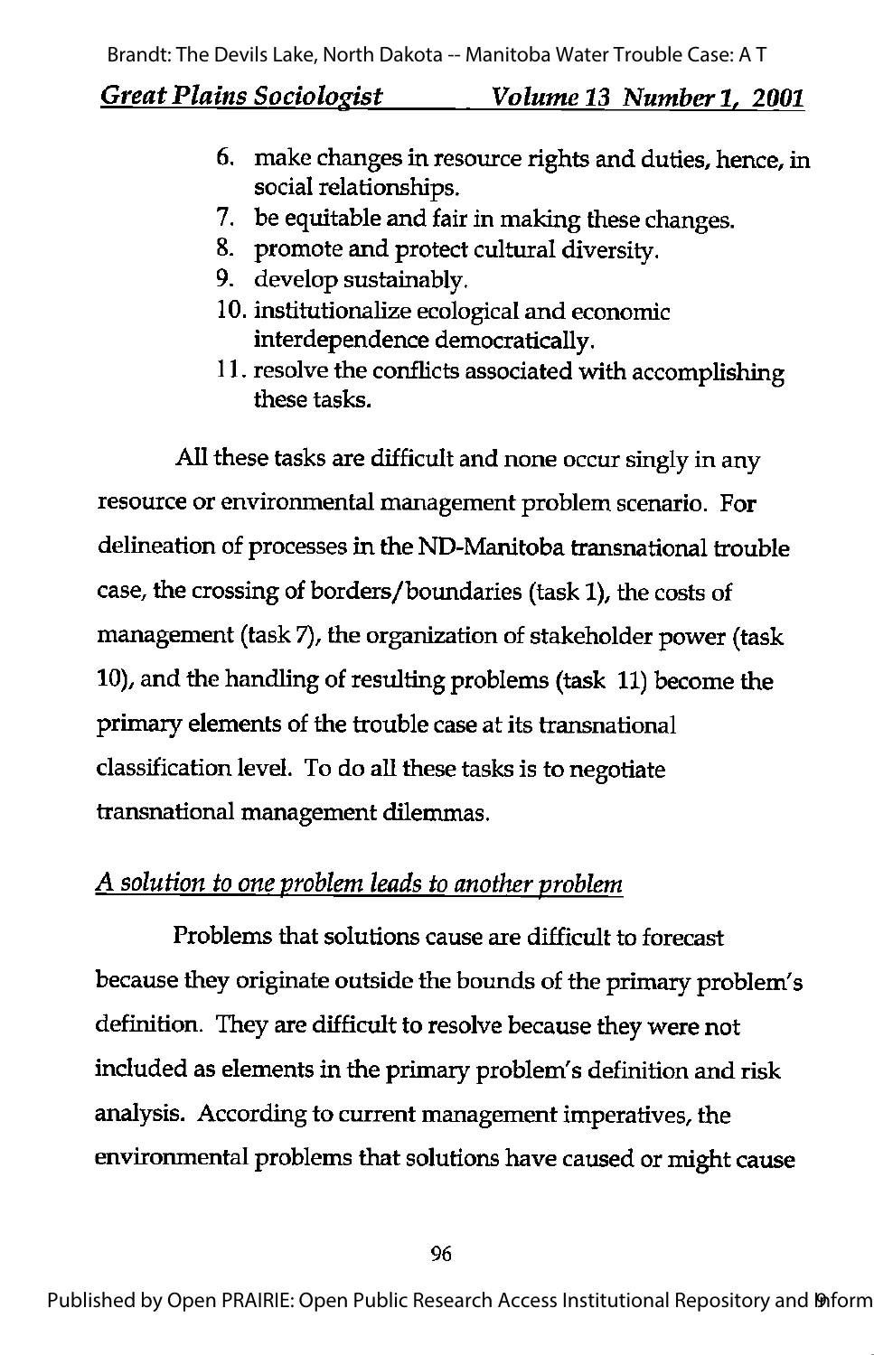6. make changes in resource rights and duties, hence, in social relationships.
7. be equitable and fair in making these changes.
8. promote and protect cultural diversity.
9. develop sustainably.
10. institutionalize ecological and economic interdependence democratically.
11. resolve the conflicts associated with accomplishing these tasks.

All these tasks are difficult and none occur singly in any resource or environmental management problem scenario. For delineation of processes in the ND-Manitoba transnational trouble case, the crossing of borders/boundaries (task 1), the costs of management (task 7), the organization of stakeholder power (task 10), and the handling of resulting problems (task 11) become the primary elements of the trouble case at its transnational classification level. To do all these tasks is to negotiate transnational management dilemmas.

### *A solution to one problem leads to another problem*

Problems that solutions cause are difficult to forecast because they originate outside the bounds of the primary problem's definition. They are difficult to resolve because they were not included as elements in the primary problem's definition and risk analysis. According to current management imperatives, the environmental problems that solutions have caused or might cause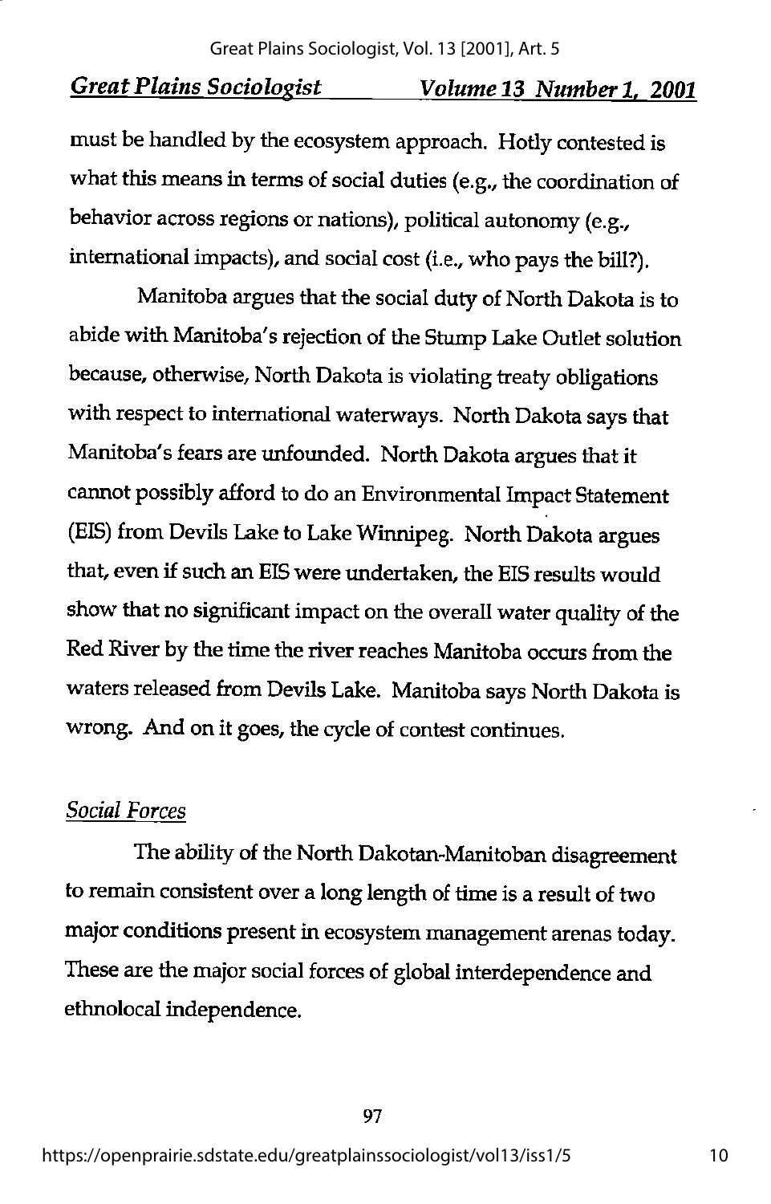must be handled by the ecosystem approach. Hotly contested is what this means in terms of social duties (e.g., the coordination of behavior across regions or nations), political autonomy (e.g., international impacts), and social cost (i.e., who pays the bill?).

Manitoba argues that the social duty of North Dakota is to abide with Manitoba's rejection of the Stump Lake Outlet solution because, otherwise, North Dakota is violating treaty obligations with respect to international waterways. North Dakota says that Manitoba's fears are unfounded. North Dakota argues that it cannot possibly afford to do an Environmental Impact Statement (EIS) from Devils Lake to Lake Winnipeg. North Dakota argues that, even if such an EIS were undertaken, the EIS results would show that no significant impact on the overall water quality of the Red River by the time the river reaches Manitoba occurs from the waters released from Devils Lake. Manitoba says North Dakota is wrong. And on it goes, the cycle of contest continues.

*Social Forces*

The ability of the North Dakotan-Manitoban disagreement to remain consistent over a long length of time is a result of two major conditions present in ecosystem management arenas today. These are the major social forces of global interdependence and ethnolocal independence.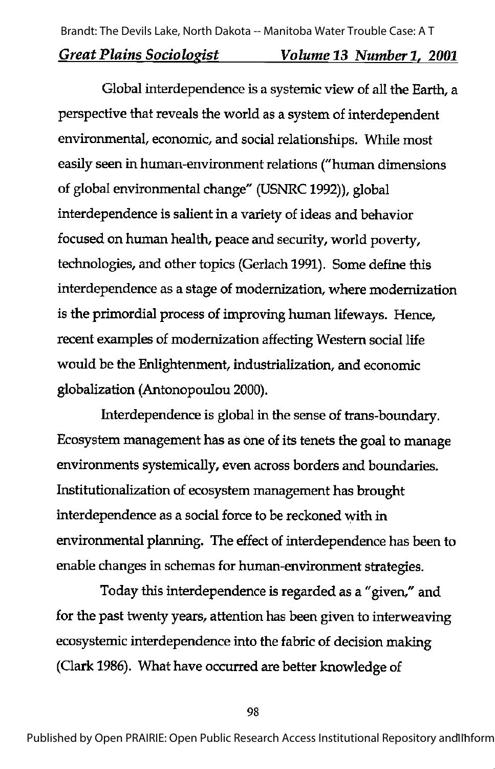Global interdependence is a systemic view of all the Earth, a perspective that reveals the world as a system of interdependent environmental, economic, and social relationships. While most easily seen in human-environment relations ("human dimensions of global environmental change" (USNRC 1992)), global interdependence is salient in a variety of ideas and behavior focused on human health, peace and security, world poverty, technologies, and other topics (Gerlach 1991). Some define this interdependence as a stage of modernization, where modernization is the primordial process of improving human lifeways. Hence, recent examples of modernization affecting Western social life would be the Enlightenment, industrialization, and economic globalization (Antonopoulou 2000).

Interdependence is global in the sense of trans-boundary. Ecosystem management has as one of its tenets the goal to manage environments systemically, even across borders and boundaries. Institutionalization of ecosystem management has brought interdependence as a social force to be reckoned with in environmental planning. The effect of interdependence has been to enable changes in schemas for human-environment strategies.

Today this interdependence is regarded as a "given," and for the past twenty years, attention has been given to interweaving ecosystemic interdependence into the fabric of decision making (Clark 1986). What have occurred are better knowledge of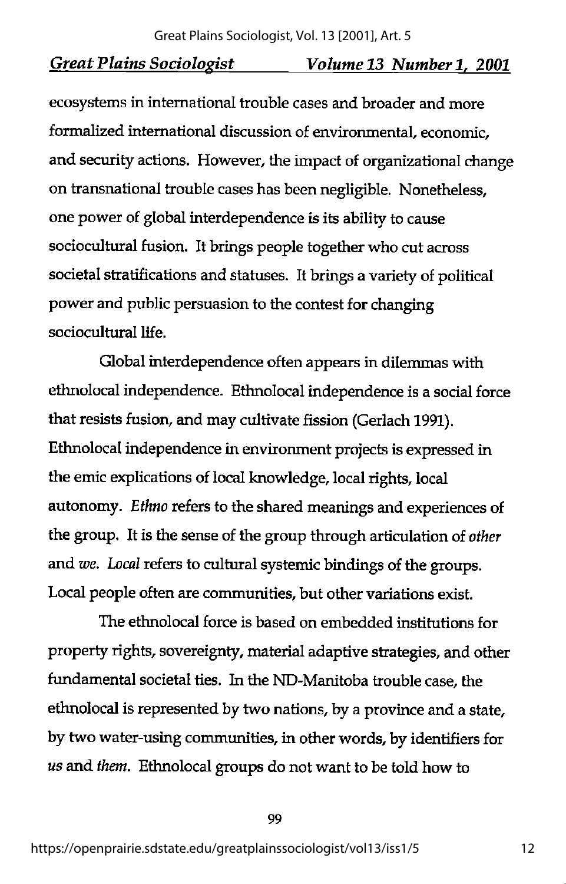ecosystems in international trouble cases and broader and more formalized international discussion of environmental, economic, and security actions. However, the impact of organizational change on transnational trouble cases has been negligible. Nonetheless, one power of global interdependence is its ability to cause sociocultural fusion. It brings people together who cut across societal stratifications and statuses. It brings a variety of political power and public persuasion to the contest for changing sociocultural life.

Global interdependence often appears in dilemmas with ethnolocal independence. Ethnolocal independence is a social force that resists fusion, and may cultivate fission (Gerlach 1991). Ethnolocal independence in environment projects is expressed in the emic explications of local knowledge, local rights, local autonomy. *Ethno* refers to the shared meanings and experiences of the group. It is the sense of the group through articulation of *other* and *we*. *Local* refers to cultural systemic bindings of the groups. Local people often are communities, but other variations exist.

The ethnolocal force is based on embedded institutions for property rights, sovereignty, material adaptive strategies, and other fundamental societal ties. In the ND-Manitoba trouble case, the ethnolocal is represented by two nations, by a province and a state, by two water-using communities, in other words, by identifiers for *us* and *them*. Ethnolocal groups do not want to be told how to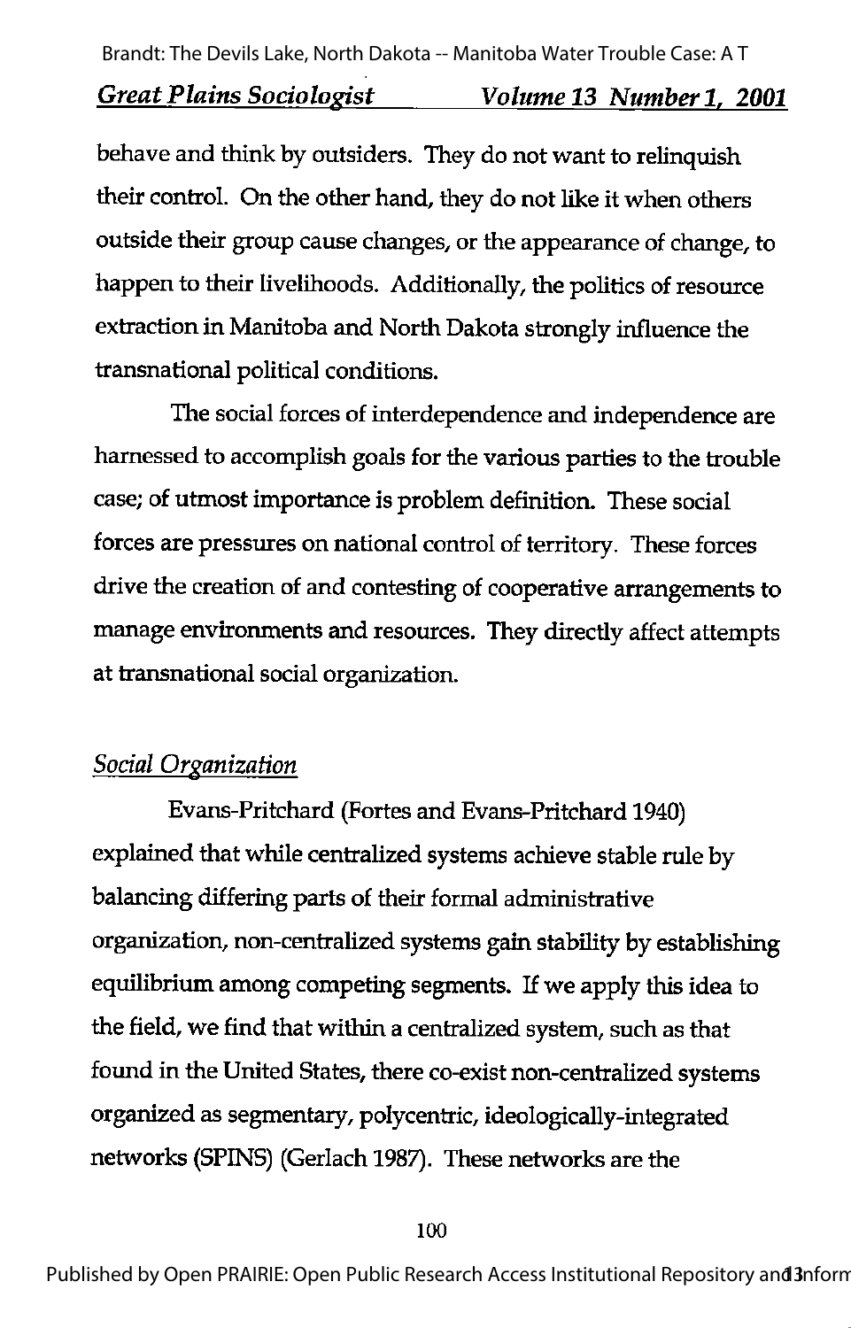behave and think by outsiders. They do not want to relinquish their control. On the other hand, they do not like it when others outside their group cause changes, or the appearance of change, to happen to their livelihoods. Additionally, the politics of resource extraction in Manitoba and North Dakota strongly influence the transnational political conditions.

The social forces of interdependence and independence are harnessed to accomplish goals for the various parties to the trouble case; of utmost importance is problem definition. These social forces are pressures on national control of territory. These forces drive the creation of and contesting of cooperative arrangements to manage environments and resources. They directly affect attempts at transnational social organization.

## *Social Organization*

Evans-Pritchard (Fortes and Evans-Pritchard 1940) explained that while centralized systems achieve stable rule by balancing differing parts of their formal administrative organization, non-centralized systems gain stability by establishing equilibrium among competing segments. If we apply this idea to the field, we find that within a centralized system, such as that found in the United States, there co-exist non-centralized systems organized as segmentary, polycentric, ideologically-integrated networks (SPINS) (Gerlach 1987). These networks are the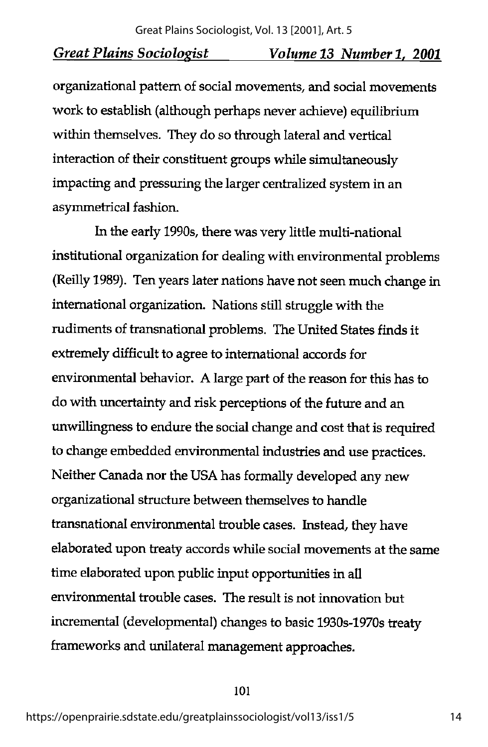organizational pattern of social movements, and social movements work to establish (although perhaps never achieve) equilibrium within themselves. They do so through lateral and vertical interaction of their constituent groups while simultaneously impacting and pressuring the larger centralized system in an asymmetrical fashion.

In the early 1990s, there was very little multi-national institutional organization for dealing with environmental problems (Reilly 1989). Ten years later nations have not seen much change in international organization. Nations still struggle with the rudiments of transnational problems. The United States finds it extremely difficult to agree to international accords for environmental behavior. A large part of the reason for this has to do with uncertainty and risk perceptions of the future and an unwillingness to endure the social change and cost that is required to change embedded environmental industries and use practices. Neither Canada nor the USA has formally developed any new organizational structure between themselves to handle transnational environmental trouble cases. Instead, they have elaborated upon treaty accords while social movements at the same time elaborated upon public input opportunities in all environmental trouble cases. The result is not innovation but incremental (developmental) changes to basic 1930s-1970s treaty frameworks and unilateral management approaches.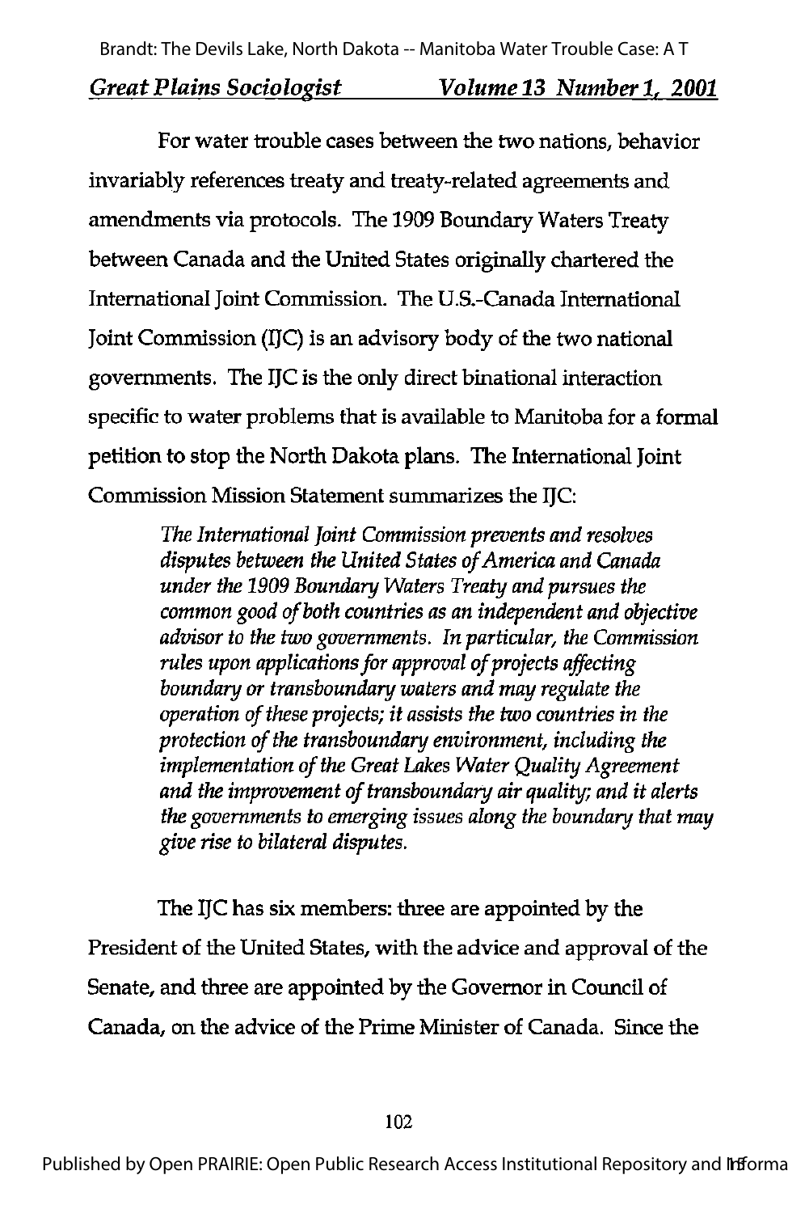For water trouble cases between the two nations, behavior invariably references treaty and treaty-related agreements and amendments via protocols. The 1909 Boundary Waters Treaty between Canada and the United States originally chartered the International Joint Commission. The U.S.-Canada International Joint Commission (IJC) is an advisory body of the two national governments. The IJC is the only direct binational interaction specific to water problems that is available to Manitoba for a formal petition to stop the North Dakota plans. The International Joint Commission Mission Statement summarizes the IJC:

> *The International Joint Commission prevents and resolves disputes between the United States of America and Canada under the 1909 Boundary Waters Treaty and pursues the common good of both countries as an independent and objective advisor to the two governments. In particular, the Commission rules upon applications for approval of projects affecting boundary or transboundary waters and may regulate the operation of these projects; it assists the two countries in the protection of the transboundary environment, including the implementation of the Great Lakes Water Quality Agreement and the improvement of transboundary air quality; and it alerts the governments to emerging issues along the boundary that may give rise to bilateral disputes.*

The IJC has six members: three are appointed by the President of the United States, with the advice and approval of the Senate, and three are appointed by the Governor in Council of Canada, on the advice of the Prime Minister of Canada. Since the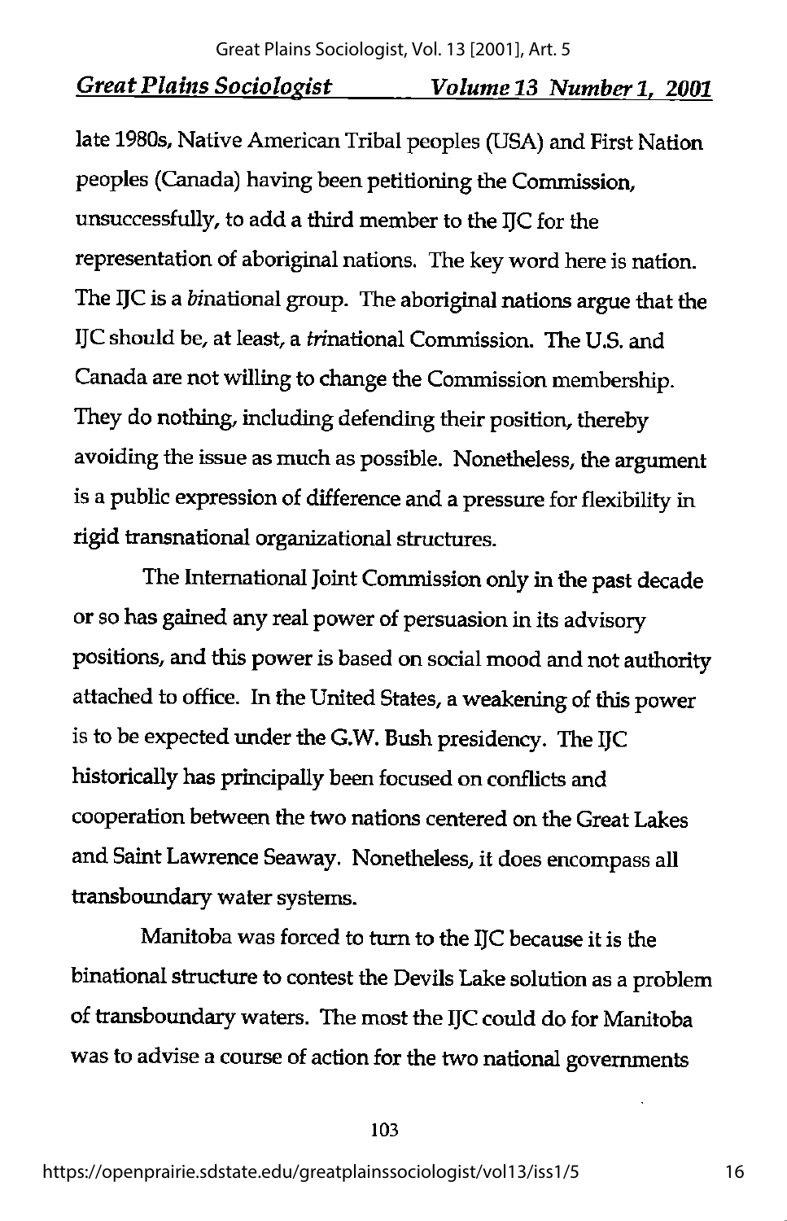late 1980s, Native American Tribal peoples (USA) and First Nation peoples (Canada) having been petitioning the Commission, unsuccessfully, to add a third member to the IJC for the representation of aboriginal nations. The key word here is nation. The IJC is a *bi*national group. The aboriginal nations argue that the IJC should be, at least, a *tri*national Commission. The U.S. and Canada are not willing to change the Commission membership. They do nothing, including defending their position, thereby avoiding the issue as much as possible. Nonetheless, the argument is a public expression of difference and a pressure for flexibility in rigid transnational organizational structures.

The International Joint Commission only in the past decade or so has gained any real power of persuasion in its advisory positions, and this power is based on social mood and not authority attached to office. In the United States, a weakening of this power is to be expected under the G.W. Bush presidency. The IJC historically has principally been focused on conflicts and cooperation between the two nations centered on the Great Lakes and Saint Lawrence Seaway. Nonetheless, it does encompass all transboundary water systems.

Manitoba was forced to turn to the IJC because it is the binational structure to contest the Devils Lake solution as a problem of transboundary waters. The most the IJC could do for Manitoba was to advise a course of action for the two national governments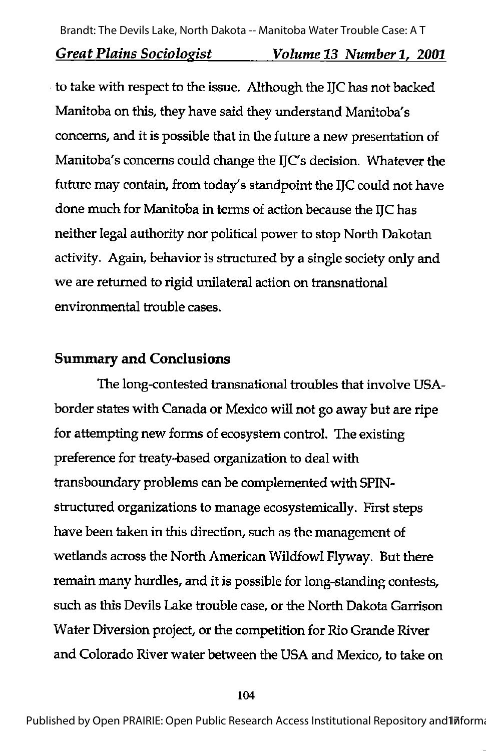to take with respect to the issue. Although the IJC has not backed Manitoba on this, they have said they understand Manitoba's concerns, and it is possible that in the future a new presentation of Manitoba's concerns could change the IJC's decision. Whatever the future may contain, from today's standpoint the IJC could not have done much for Manitoba in terms of action because the IJC has neither legal authority nor political power to stop North Dakotan activity. Again, behavior is structured by a single society only and we are returned to rigid unilateral action on transnational environmental trouble cases.

## Summary and Conclusions

The long-contested transnational troubles that involve USA-border states with Canada or Mexico will not go away but are ripe for attempting new forms of ecosystem control. The existing preference for treaty-based organization to deal with transboundary problems can be complemented with SPIN-structured organizations to manage ecosystemically. First steps have been taken in this direction, such as the management of wetlands across the North American Wildfowl Flyway. But there remain many hurdles, and it is possible for long-standing contests, such as this Devils Lake trouble case, or the North Dakota Garrison Water Diversion project, or the competition for Rio Grande River and Colorado River water between the USA and Mexico, to take on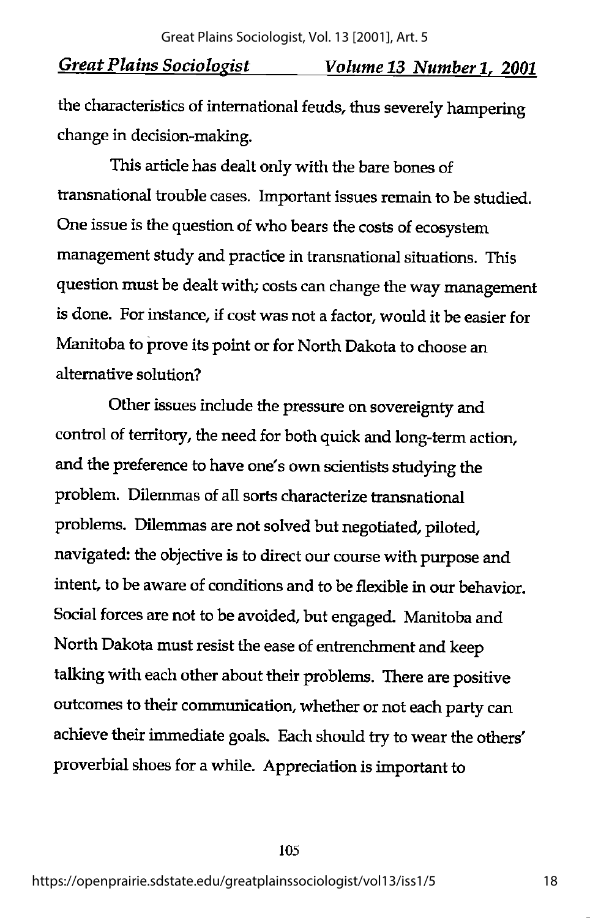the characteristics of international feuds, thus severely hampering change in decision-making.

This article has dealt only with the bare bones of transnational trouble cases. Important issues remain to be studied. One issue is the question of who bears the costs of ecosystem management study and practice in transnational situations. This question must be dealt with; costs can change the way management is done. For instance, if cost was not a factor, would it be easier for Manitoba to prove its point or for North Dakota to choose an alternative solution?

Other issues include the pressure on sovereignty and control of territory, the need for both quick and long-term action, and the preference to have one's own scientists studying the problem. Dilemmas of all sorts characterize transnational problems. Dilemmas are not solved but negotiated, piloted, navigated: the objective is to direct our course with purpose and intent, to be aware of conditions and to be flexible in our behavior. Social forces are not to be avoided, but engaged. Manitoba and North Dakota must resist the ease of entrenchment and keep talking with each other about their problems. There are positive outcomes to their communication, whether or not each party can achieve their immediate goals. Each should try to wear the others' proverbial shoes for a while. Appreciation is important to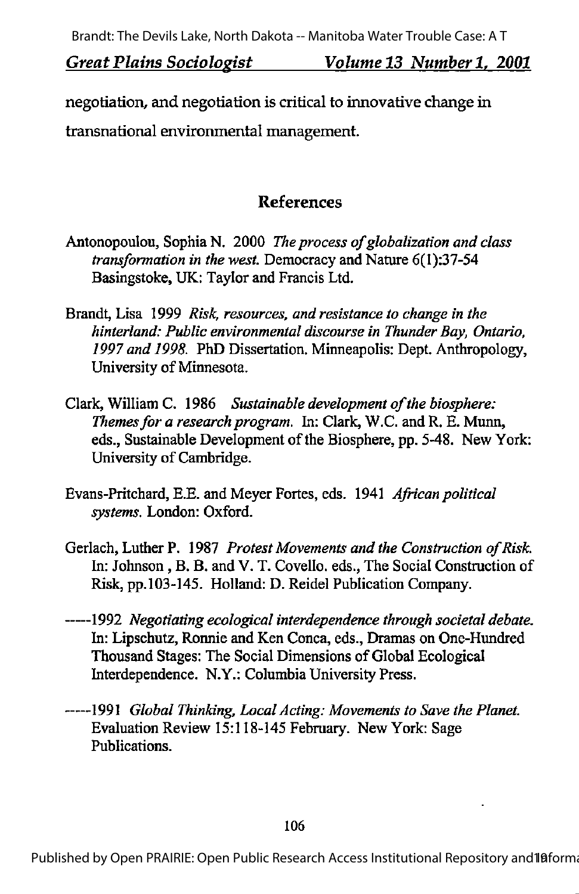negotiation, and negotiation is critical to innovative change in transnational environmental management.

## References

Antonopoulou, Sophia N. 2000 *The process of globalization and class transformation in the west.* Democracy and Nature 6(1):37-54 Basingstoke, UK: Taylor and Francis Ltd.

Brandt, Lisa 1999 *Risk, resources, and resistance to change in the hinterland: Public environmental discourse in Thunder Bay, Ontario, 1997 and 1998.* PhD Dissertation. Minneapolis: Dept. Anthropology, University of Minnesota.

Clark, William C. 1986 *Sustainable development of the biosphere: Themes for a research program.* In: Clark, W.C. and R. E. Munn, eds., Sustainable Development of the Biosphere, pp. 5-48. New York: University of Cambridge.

Evans-Pritchard, E.E. and Meyer Fortes, eds. 1941 *African political systems.* London: Oxford.

Gerlach, Luther P. 1987 *Protest Movements and the Construction of Risk.* In: Johnson , B. B. and V. T. Covello. eds., The Social Construction of Risk, pp.103-145. Holland: D. Reidel Publication Company.

-----1992 *Negotiating ecological interdependence through societal debate.* In: Lipschutz, Ronnie and Ken Conca, eds., Dramas on One-Hundred Thousand Stages: The Social Dimensions of Global Ecological Interdependence. N.Y.: Columbia University Press.

-----1991 *Global Thinking, Local Acting: Movements to Save the Planet.* Evaluation Review 15:118-145 February. New York: Sage Publications.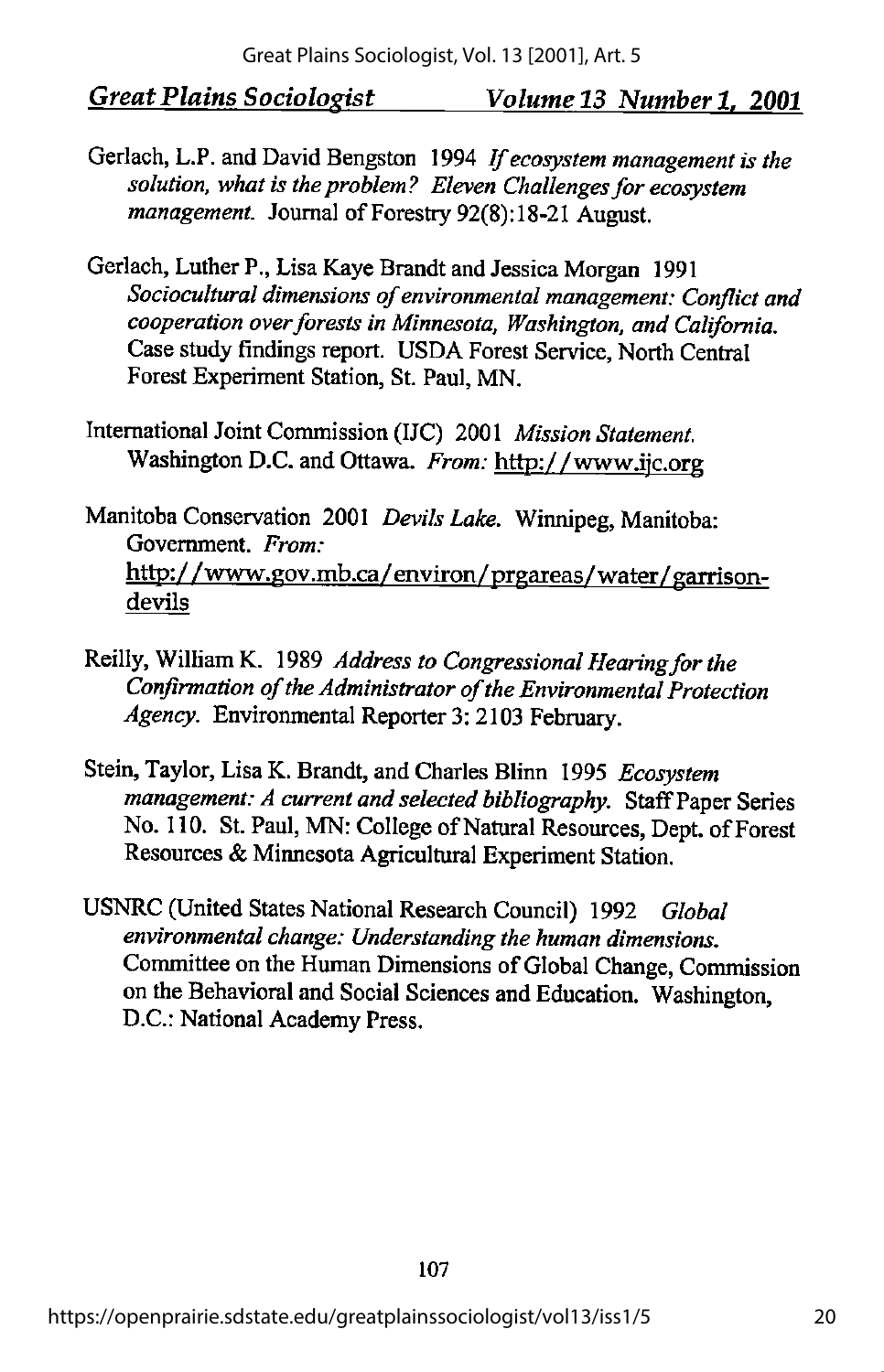Gerlach, L.P. and David Bengston 1994 *If ecosystem management is the solution, what is the problem? Eleven Challenges for ecosystem management.* Journal of Forestry 92(8):18-21 August.

Gerlach, Luther P., Lisa Kaye Brandt and Jessica Morgan 1991 *Sociocultural dimensions of environmental management: Conflict and cooperation over forests in Minnesota, Washington, and California.* Case study findings report. USDA Forest Service, North Central Forest Experiment Station, St. Paul, MN.

International Joint Commission (IJC) 2001 *Mission Statement.* Washington D.C. and Ottawa. *From:* http://www.ijc.org

Manitoba Conservation 2001 *Devils Lake.* Winnipeg, Manitoba: Government. *From:* http://www.gov.mb.ca/environ/prgareas/water/garrison-devils

Reilly, William K. 1989 *Address to Congressional Hearing for the Confirmation of the Administrator of the Environmental Protection Agency.* Environmental Reporter 3: 2103 February.

Stein, Taylor, Lisa K. Brandt, and Charles Blinn 1995 *Ecosystem management: A current and selected bibliography.* Staff Paper Series No. 110. St. Paul, MN: College of Natural Resources, Dept. of Forest Resources & Minnesota Agricultural Experiment Station.

USNRC (United States National Research Council) 1992 *Global environmental change: Understanding the human dimensions.* Committee on the Human Dimensions of Global Change, Commission on the Behavioral and Social Sciences and Education. Washington, D.C.: National Academy Press.